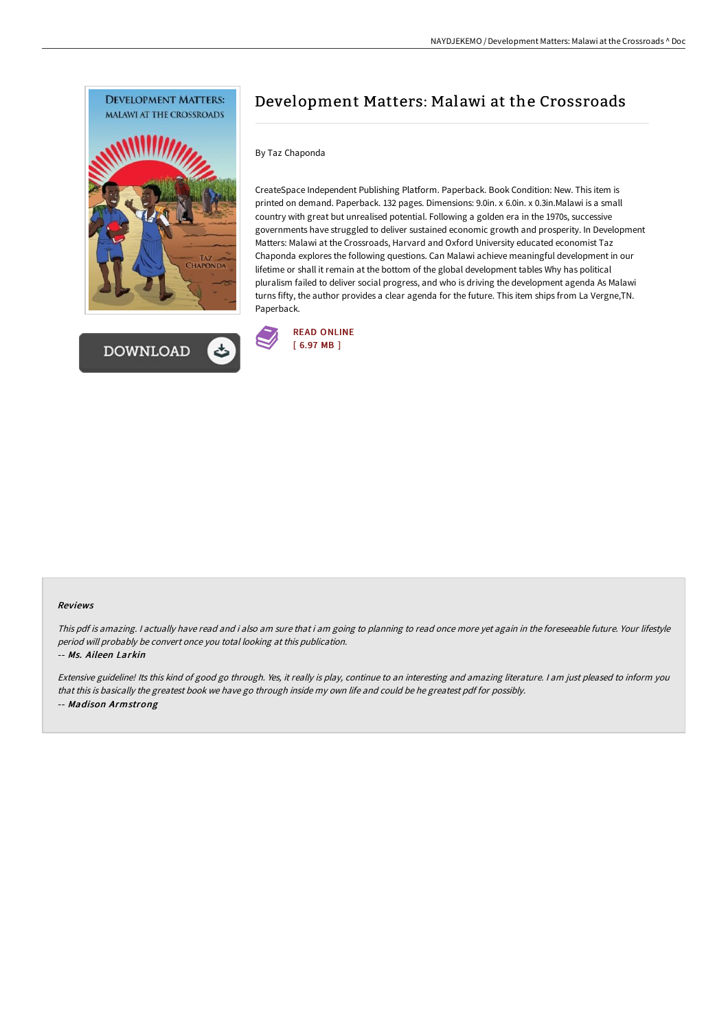# Development Matters: Malawi at the Crossroads

By Taz Chaponda

CreateSpace Independent Publishing Platform. Paperback. Book Condition: New. This item is printed on demand. Paperback. 132 pages. Dimensions: 9.0in. x 6.0in. x 0.3in.Malawi is a small country with great but unrealised potential. Following a golden era in the 1970s, successive governments have struggled to deliver sustained economic growth and prosperity. In Development Matters: Malawi at the Crossroads, Harvard and Oxford University educated economist Taz Chaponda explores the following questions. Can Malawi achieve meaningful development in our lifetime or shall it remain at the bottom of the global development tables Why has political pluralism failed to deliver social progress, and who is driving the development agenda As Malawi turns fifty, the author provides a clear agenda for the future. This item ships from La Vergne,TN. Paperback.

READ ONLINE
[ 6.97 MB ]

DOWNLOAD

#### Reviews

*This pdf is amazing. I actually have read and i also am sure that i am going to planning to read once more yet again in the foreseeable future. Your lifestyle period will probably be convert once you total looking at this publication.*

-- ***Ms. Aileen Larkin***

*Extensive guideline! Its this kind of good go through. Yes, it really is play, continue to an interesting and amazing literature. I am just pleased to inform you that this is basically the greatest book we have go through inside my own life and could be he greatest pdf for possibly.*

-- ***Madison Armstrong***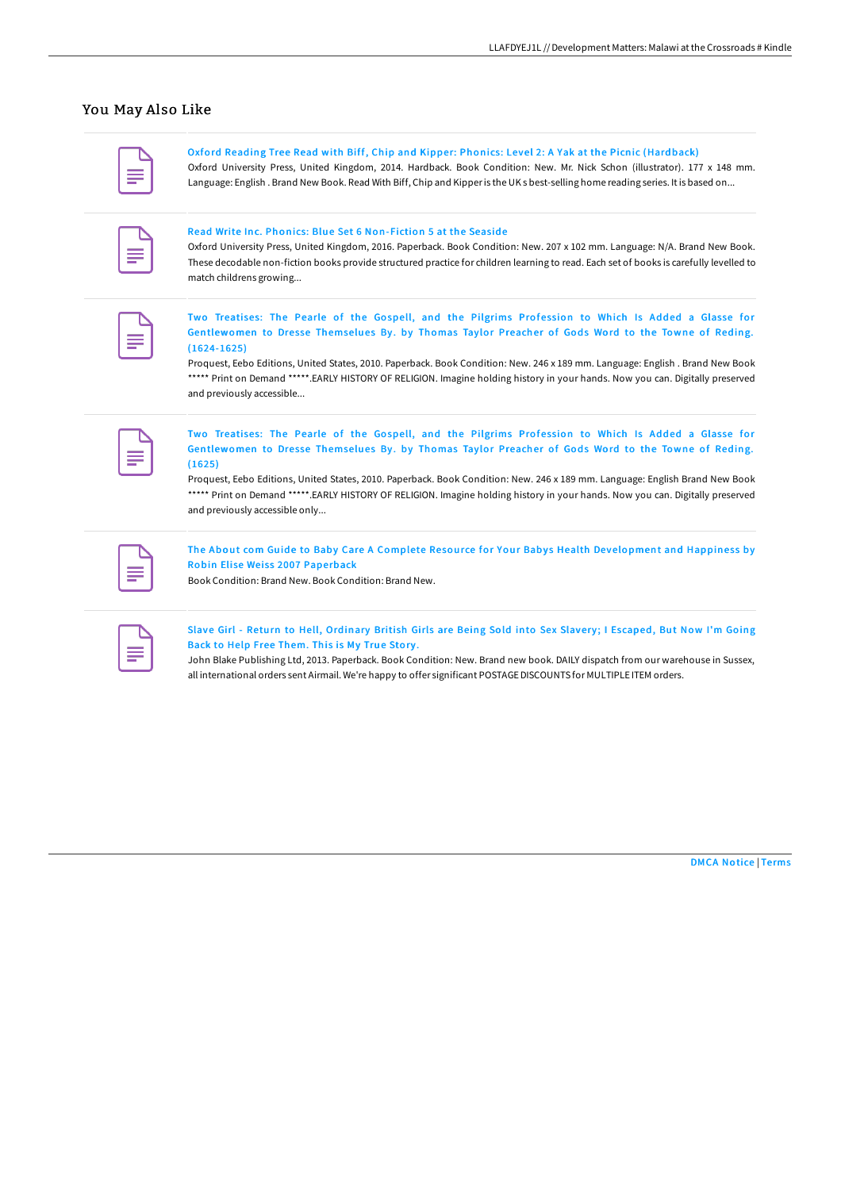## You May Also Like

**Oxford Reading Tree Read with Biff, Chip and Kipper: Phonics: Level 2: A Yak at the Picnic (Hardback)**

Oxford University Press, United Kingdom, 2014. Hardback. Book Condition: New. Mr. Nick Schon (illustrator). 177 x 148 mm. Language: English . Brand New Book. Read With Biff, Chip and Kipper is the UK s best-selling home reading series. It is based on...

**Read Write Inc. Phonics: Blue Set 6 Non-Fiction 5 at the Seaside**

Oxford University Press, United Kingdom, 2016. Paperback. Book Condition: New. 207 x 102 mm. Language: N/A. Brand New Book. These decodable non-fiction books provide structured practice for children learning to read. Each set of books is carefully levelled to match childrens growing...

**Two Treatises: The Pearle of the Gospell, and the Pilgrims Profession to Which Is Added a Glasse for Gentlewomen to Dresse Themselues By. by Thomas Taylor Preacher of Gods Word to the Towne of Reding. (1624-1625)**

Proquest, Eebo Editions, United States, 2010. Paperback. Book Condition: New. 246 x 189 mm. Language: English . Brand New Book ***** Print on Demand *****.EARLY HISTORY OF RELIGION. Imagine holding history in your hands. Now you can. Digitally preserved and previously accessible...

**Two Treatises: The Pearle of the Gospell, and the Pilgrims Profession to Which Is Added a Glasse for Gentlewomen to Dresse Themselues By. by Thomas Taylor Preacher of Gods Word to the Towne of Reding. (1625)**

Proquest, Eebo Editions, United States, 2010. Paperback. Book Condition: New. 246 x 189 mm. Language: English Brand New Book ***** Print on Demand *****.EARLY HISTORY OF RELIGION. Imagine holding history in your hands. Now you can. Digitally preserved and previously accessible only...

**The About com Guide to Baby Care A Complete Resource for Your Babys Health Development and Happiness by Robin Elise Weiss 2007 Paperback**

Book Condition: Brand New. Book Condition: Brand New.

**Slave Girl - Return to Hell, Ordinary British Girls are Being Sold into Sex Slavery; I Escaped, But Now I'm Going Back to Help Free Them. This is My True Story.**

John Blake Publishing Ltd, 2013. Paperback. Book Condition: New. Brand new book. DAILY dispatch from our warehouse in Sussex, all international orders sent Airmail. We're happy to offer significant POSTAGE DISCOUNTS for MULTIPLE ITEM orders.